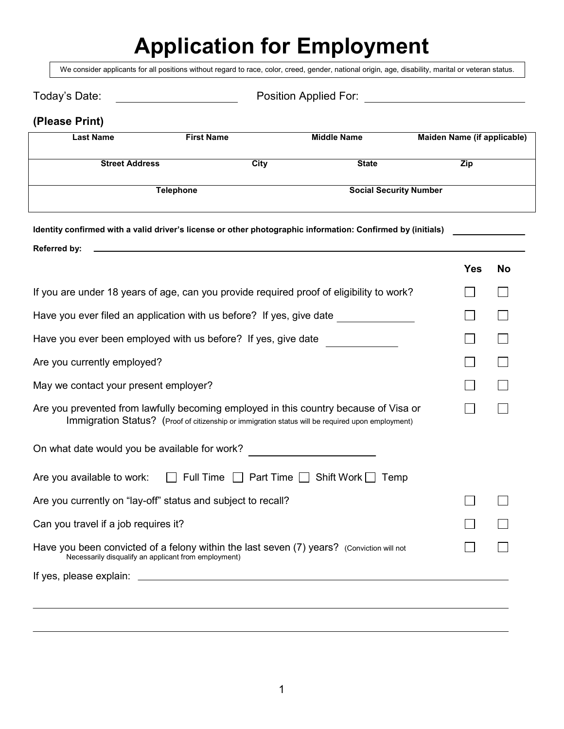# Application for Employment

We consider applicants for all positions without regard to race, color, creed, gender, national origin, age, disability, marital or veteran status.

Today's Date: ____________________ Position Applied For: ____________________________

**(Please Print)**

| Last Name | First Name | Middle Name | Maiden Name (if applicable) |
|---|---|---|---|
| | | | |

| Street Address | City | State | Zip |
|---|---|---|---|
| | | | |

| Telephone | Social Security Number |
|---|---|
| | |

**Identity confirmed with a valid driver's license or other photographic information: Confirmed by (initials)** ______________

**Referred by:** ______________________________________________________________________________

| | Yes | No |
|---|---|---|
| If you are under 18 years of age, can you provide required proof of eligibility to work? | ☐ | ☐ |
| Have you ever filed an application with us before? If yes, give date ______________ | ☐ | ☐ |
| Have you ever been employed with us before? If yes, give date ______________ | ☐ | ☐ |
| Are you currently employed? | ☐ | ☐ |
| May we contact your present employer? | ☐ | ☐ |
| Are you prevented from lawfully becoming employed in this country because of Visa or Immigration Status? (Proof of citizenship or immigration status will be required upon employment) | ☐ | ☐ |

On what date would you be available for work? ______________________

Are you available to work: ☐ Full Time ☐ Part Time ☐ Shift Work ☐ Temp

| | Yes | No |
|---|---|---|
| Are you currently on "lay-off" status and subject to recall? | ☐ | ☐ |
| Can you travel if a job requires it? | ☐ | ☐ |
| Have you been convicted of a felony within the last seven (7) years? (Conviction will not Necessarily disqualify an applicant from employment) | ☐ | ☐ |

If yes, please explain: ________________________________________________________________

______________________________________________________________________________

______________________________________________________________________________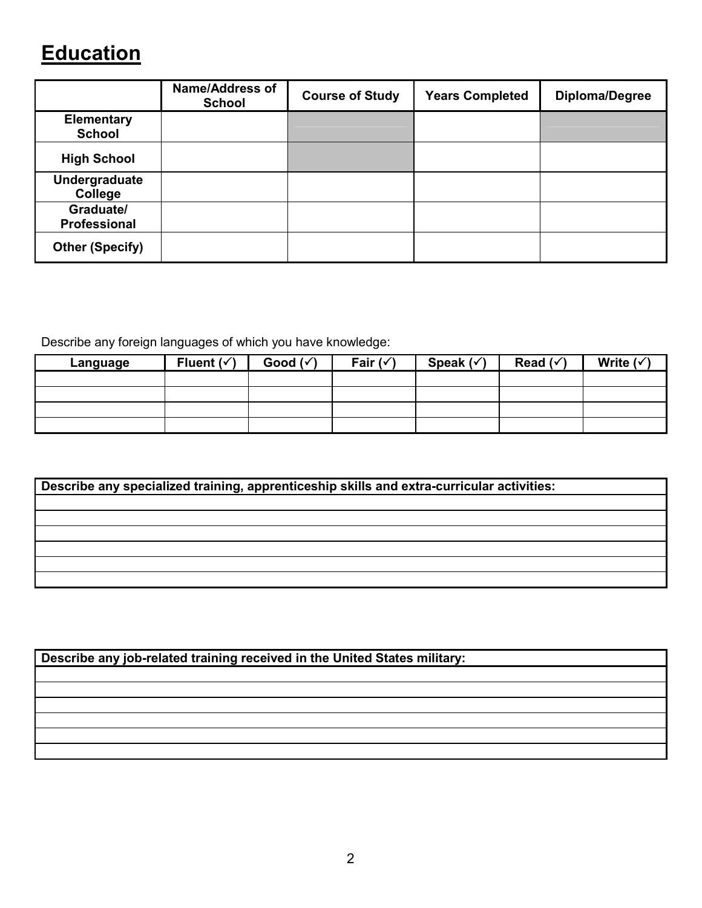# Education

| | Name/Address of School | Course of Study | Years Completed | Diploma/Degree |
|---|---|---|---|---|
| **Elementary School** | | | | |
| **High School** | | | | |
| **Undergraduate College** | | | | |
| **Graduate/ Professional** | | | | |
| **Other (Specify)** | | | | |

Describe any foreign languages of which you have knowledge:

| Language | Fluent (✓) | Good (✓) | Fair (✓) | Speak (✓) | Read (✓) | Write (✓) |
|---|---|---|---|---|---|---|
| | | | | | | |
| | | | | | | |
| | | | | | | |
| | | | | | | |

| Describe any specialized training, apprenticeship skills and extra-curricular activities: |
|---|
| |
| |
| |
| |
| |
| |

| Describe any job-related training received in the United States military: |
|---|
| |
| |
| |
| |
| |
| |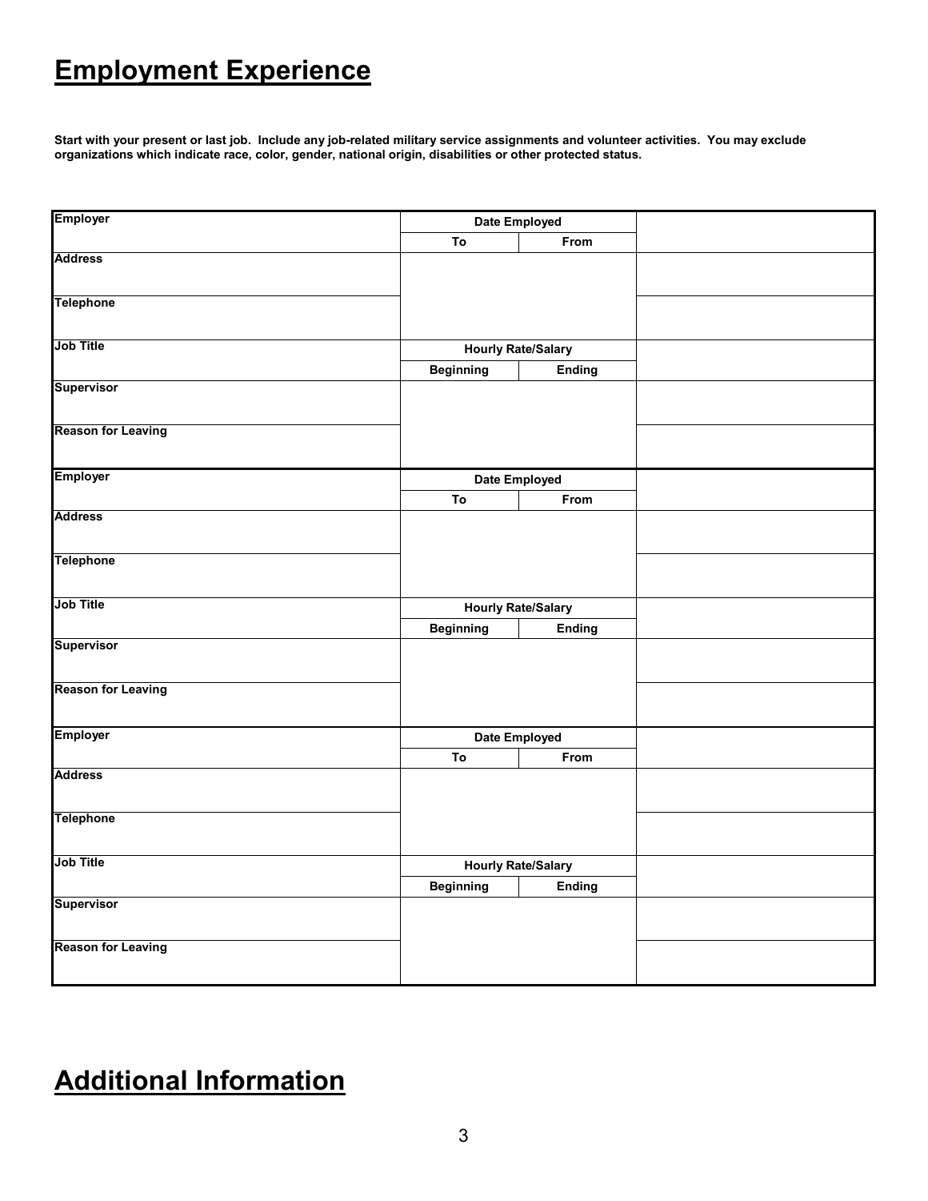# Employment Experience

**Start with your present or last job. Include any job-related military service assignments and volunteer activities. You may exclude organizations which indicate race, color, gender, national origin, disabilities or other protected status.**

| Employer | Date Employed | | |
|---|---|---|---|
| | To | From | |
| Address | | | |
| Telephone | | | |
| Job Title | Hourly Rate/Salary | | |
| | Beginning | Ending | |
| Supervisor | | | |
| Reason for Leaving | | | |

| Employer | Date Employed | | |
|---|---|---|---|
| | To | From | |
| Address | | | |
| Telephone | | | |
| Job Title | Hourly Rate/Salary | | |
| | Beginning | Ending | |
| Supervisor | | | |
| Reason for Leaving | | | |

| Employer | Date Employed | | |
|---|---|---|---|
| | To | From | |
| Address | | | |
| Telephone | | | |
| Job Title | Hourly Rate/Salary | | |
| | Beginning | Ending | |
| Supervisor | | | |
| Reason for Leaving | | | |

# Additional Information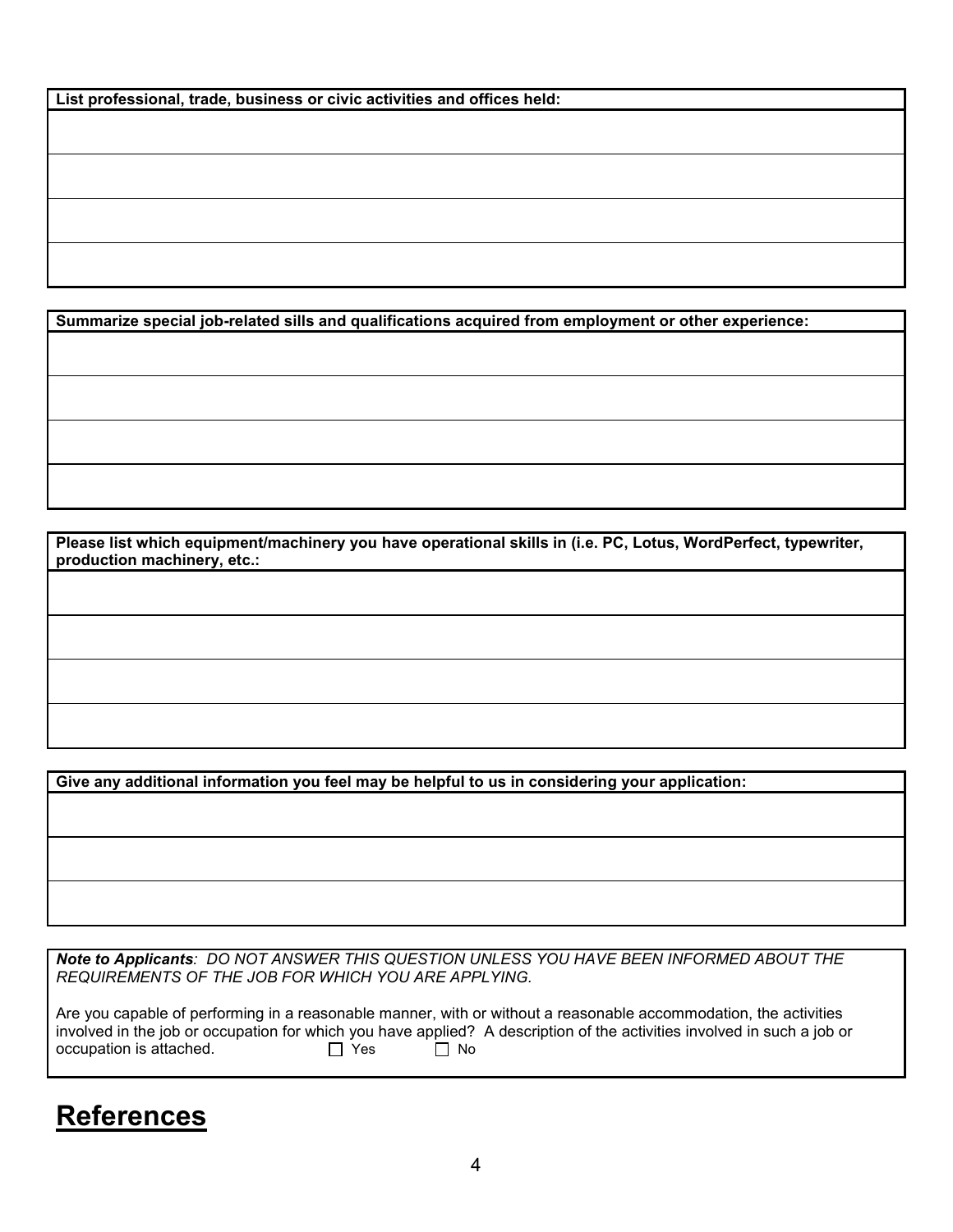| List professional, trade, business or civic activities and offices held: |
| --- |
| |
| |
| |
| |

| Summarize special job-related sills and qualifications acquired from employment or other experience: |
| --- |
| |
| |
| |
| |

| Please list which equipment/machinery you have operational skills in (i.e. PC, Lotus, WordPerfect, typewriter, production machinery, etc.: |
| --- |
| |
| |
| |
| |

| Give any additional information you feel may be helpful to us in considering your application: |
| --- |
| |
| |
| |

***Note to Applicants**: DO NOT ANSWER THIS QUESTION UNLESS YOU HAVE BEEN INFORMED ABOUT THE REQUIREMENTS OF THE JOB FOR WHICH YOU ARE APPLYING.*

Are you capable of performing in a reasonable manner, with or without a reasonable accommodation, the activities involved in the job or occupation for which you have applied? A description of the activities involved in such a job or occupation is attached. ☐ Yes ☐ No

# References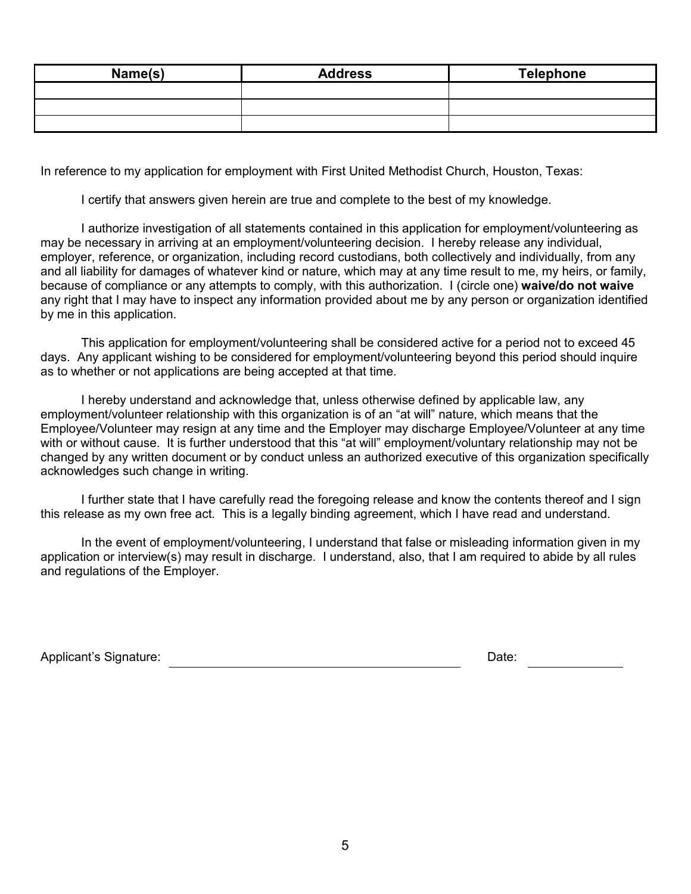| Name(s) | Address | Telephone |
|---|---|---|
| | | |
| | | |
| | | |

In reference to my application for employment with First United Methodist Church, Houston, Texas:

I certify that answers given herein are true and complete to the best of my knowledge.

I authorize investigation of all statements contained in this application for employment/volunteering as may be necessary in arriving at an employment/volunteering decision. I hereby release any individual, employer, reference, or organization, including record custodians, both collectively and individually, from any and all liability for damages of whatever kind or nature, which may at any time result to me, my heirs, or family, because of compliance or any attempts to comply, with this authorization. I (circle one) **waive/do not waive** any right that I may have to inspect any information provided about me by any person or organization identified by me in this application.

This application for employment/volunteering shall be considered active for a period not to exceed 45 days. Any applicant wishing to be considered for employment/volunteering beyond this period should inquire as to whether or not applications are being accepted at that time.

I hereby understand and acknowledge that, unless otherwise defined by applicable law, any employment/volunteer relationship with this organization is of an "at will" nature, which means that the Employee/Volunteer may resign at any time and the Employer may discharge Employee/Volunteer at any time with or without cause. It is further understood that this "at will" employment/voluntary relationship may not be changed by any written document or by conduct unless an authorized executive of this organization specifically acknowledges such change in writing.

I further state that I have carefully read the foregoing release and know the contents thereof and I sign this release as my own free act. This is a legally binding agreement, which I have read and understand.

In the event of employment/volunteering, I understand that false or misleading information given in my application or interview(s) may result in discharge. I understand, also, that I am required to abide by all rules and regulations of the Employer.

Applicant's Signature: ______________________________ Date: __________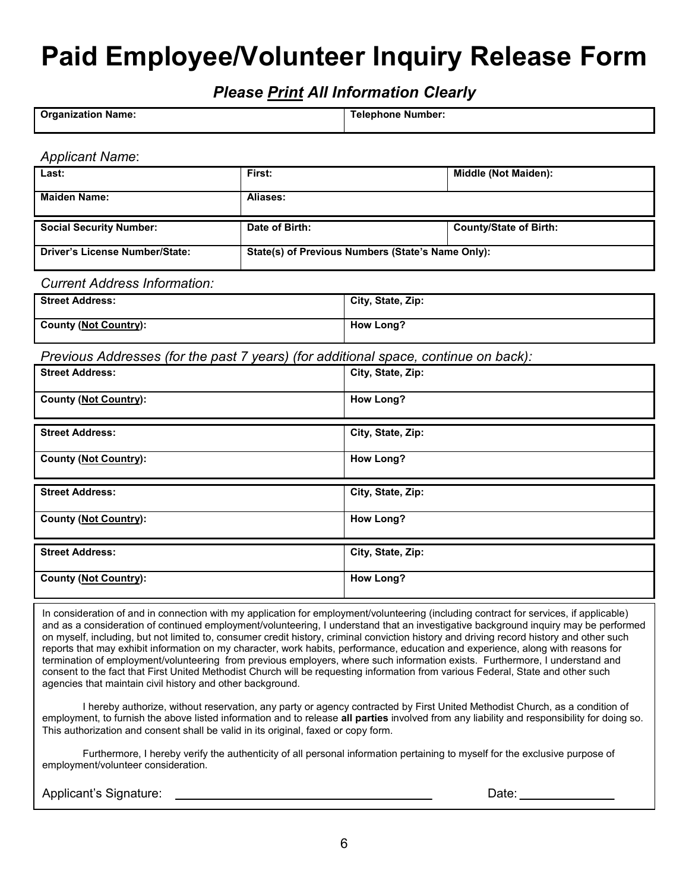# Paid Employee/Volunteer Inquiry Release Form

### *Please Print All Information Clearly*

| **Organization Name:** | **Telephone Number:** |
|---|---|

*Applicant Name*:

| **Last:** | **First:** | **Middle (Not Maiden):** |
|---|---|---|
| **Maiden Name:** | **Aliases:** | |

| **Social Security Number:** | **Date of Birth:** | **County/State of Birth:** |
|---|---|---|
| **Driver's License Number/State:** | **State(s) of Previous Numbers (State's Name Only):** | |

*Current Address Information:*

| **Street Address:** | **City, State, Zip:** |
|---|---|
| **County (Not Country):** | **How Long?** |

*Previous Addresses (for the past 7 years) (for additional space, continue on back):*

| **Street Address:** | **City, State, Zip:** |
|---|---|
| **County (Not Country):** | **How Long?** |

| **Street Address:** | **City, State, Zip:** |
|---|---|
| **County (Not Country):** | **How Long?** |

| **Street Address:** | **City, State, Zip:** |
|---|---|
| **County (Not Country):** | **How Long?** |

| **Street Address:** | **City, State, Zip:** |
|---|---|
| **County (Not Country):** | **How Long?** |

In consideration of and in connection with my application for employment/volunteering (including contract for services, if applicable) and as a consideration of continued employment/volunteering, I understand that an investigative background inquiry may be performed on myself, including, but not limited to, consumer credit history, criminal conviction history and driving record history and other such reports that may exhibit information on my character, work habits, performance, education and experience, along with reasons for termination of employment/volunteering from previous employers, where such information exists. Furthermore, I understand and consent to the fact that First United Methodist Church will be requesting information from various Federal, State and other such agencies that maintain civil history and other background.

I hereby authorize, without reservation, any party or agency contracted by First United Methodist Church, as a condition of employment, to furnish the above listed information and to release **all parties** involved from any liability and responsibility for doing so. This authorization and consent shall be valid in its original, faxed or copy form.

Furthermore, I hereby verify the authenticity of all personal information pertaining to myself for the exclusive purpose of employment/volunteer consideration.

Applicant's Signature: ______________________________ Date: ______________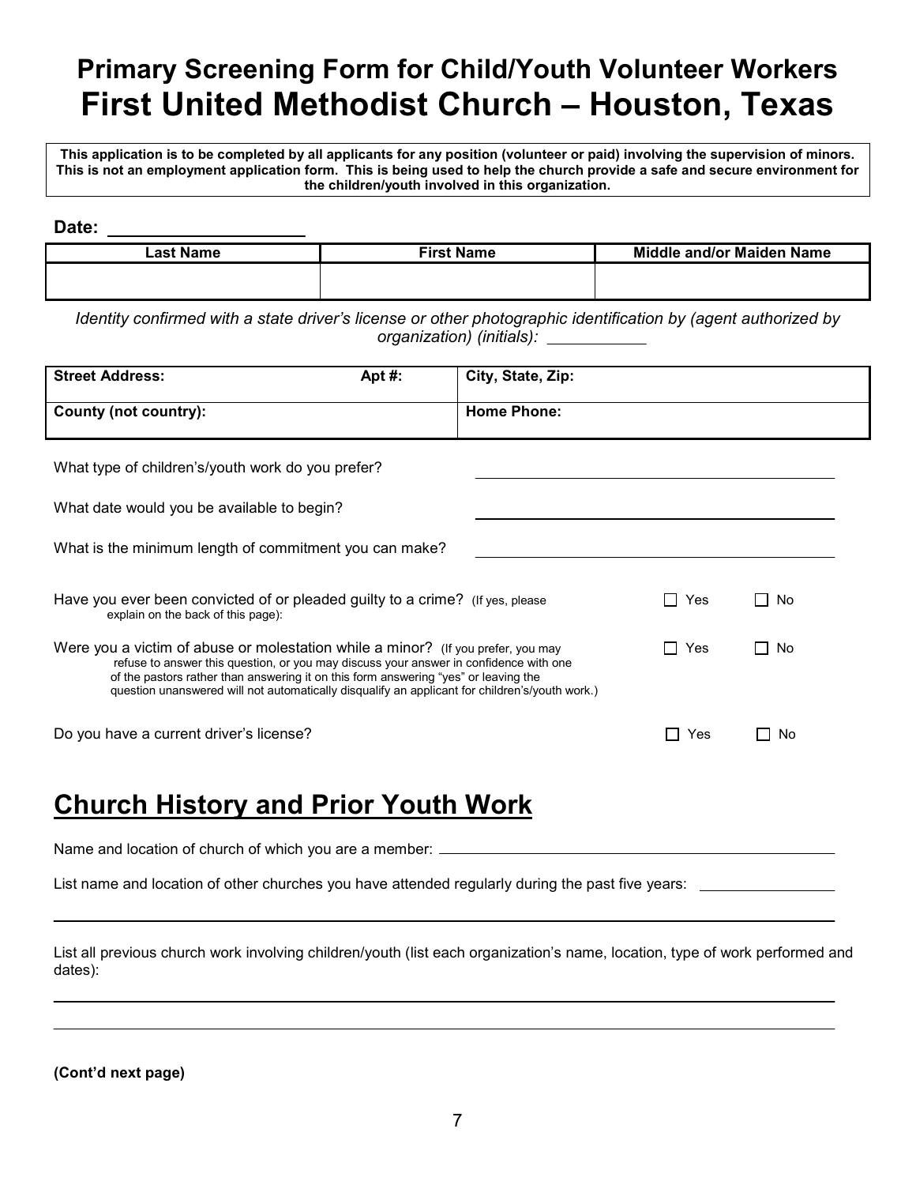# Primary Screening Form for Child/Youth Volunteer Workers
# First United Methodist Church – Houston, Texas

**This application is to be completed by all applicants for any position (volunteer or paid) involving the supervision of minors. This is not an employment application form. This is being used to help the church provide a safe and secure environment for the children/youth involved in this organization.**

**Date:** ____________________

| Last Name | First Name | Middle and/or Maiden Name |
|---|---|---|
| | | |

*Identity confirmed with a state driver's license or other photographic identification by (agent authorized by organization) (initials):* ___________

| Street Address: | Apt #: | City, State, Zip: |
|---|---|---|
| **County (not country):** | | **Home Phone:** |

What type of children's/youth work do you prefer? ____________________

What date would you be available to begin? ____________________

What is the minimum length of commitment you can make? ____________________

Have you ever been convicted of or pleaded guilty to a crime? (If yes, please explain on the back of this page): ☐ Yes ☐ No

Were you a victim of abuse or molestation while a minor? (If you prefer, you may refuse to answer this question, or you may discuss your answer in confidence with one of the pastors rather than answering it on this form answering "yes" or leaving the question unanswered will not automatically disqualify an applicant for children's/youth work.) ☐ Yes ☐ No

Do you have a current driver's license? ☐ Yes ☐ No

## Church History and Prior Youth Work

Name and location of church of which you are a member: ____________________

List name and location of other churches you have attended regularly during the past five years: ____________________

____________________

List all previous church work involving children/youth (list each organization's name, location, type of work performed and dates):

____________________

____________________

**(Cont'd next page)**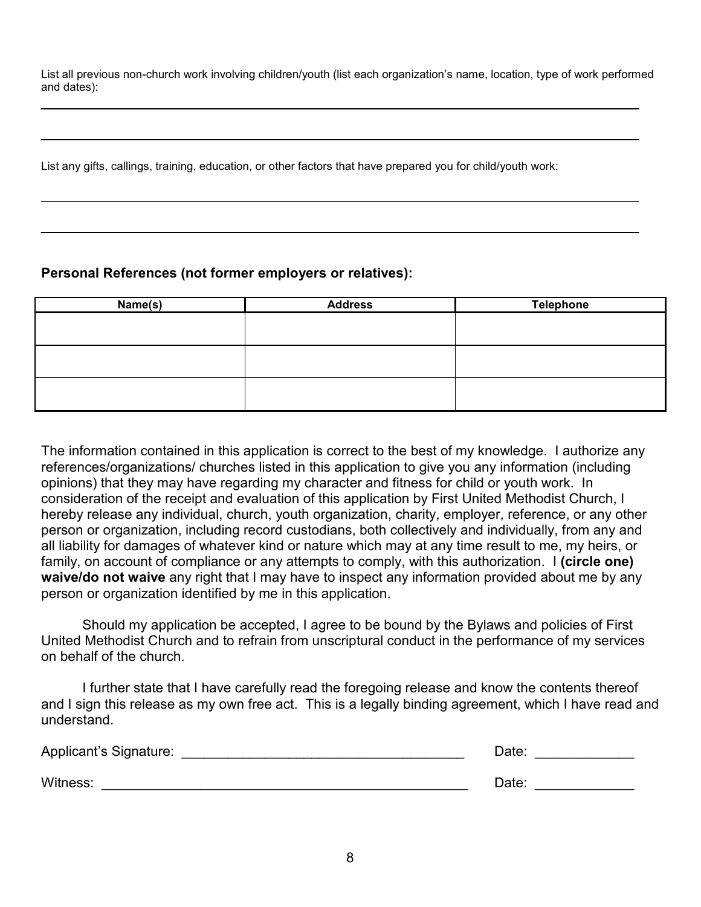List all previous non-church work involving children/youth (list each organization's name, location, type of work performed and dates):

_______________________________________________________________________________

_______________________________________________________________________________

List any gifts, callings, training, education, or other factors that have prepared you for child/youth work:

_______________________________________________________________________________

_______________________________________________________________________________

**Personal References (not former employers or relatives):**

| Name(s) | Address | Telephone |
|---|---|---|
| | | |
| | | |
| | | |

The information contained in this application is correct to the best of my knowledge. I authorize any references/organizations/ churches listed in this application to give you any information (including opinions) that they may have regarding my character and fitness for child or youth work. In consideration of the receipt and evaluation of this application by First United Methodist Church, I hereby release any individual, church, youth organization, charity, employer, reference, or any other person or organization, including record custodians, both collectively and individually, from any and all liability for damages of whatever kind or nature which may at any time result to me, my heirs, or family, on account of compliance or any attempts to comply, with this authorization. I **(circle one) waive/do not waive** any right that I may have to inspect any information provided about me by any person or organization identified by me in this application.

Should my application be accepted, I agree to be bound by the Bylaws and policies of First United Methodist Church and to refrain from unscriptural conduct in the performance of my services on behalf of the church.

I further state that I have carefully read the foregoing release and know the contents thereof and I sign this release as my own free act. This is a legally binding agreement, which I have read and understand.

Applicant's Signature: _____________________________________ Date: _____________

Witness: _________________________________________________ Date: _____________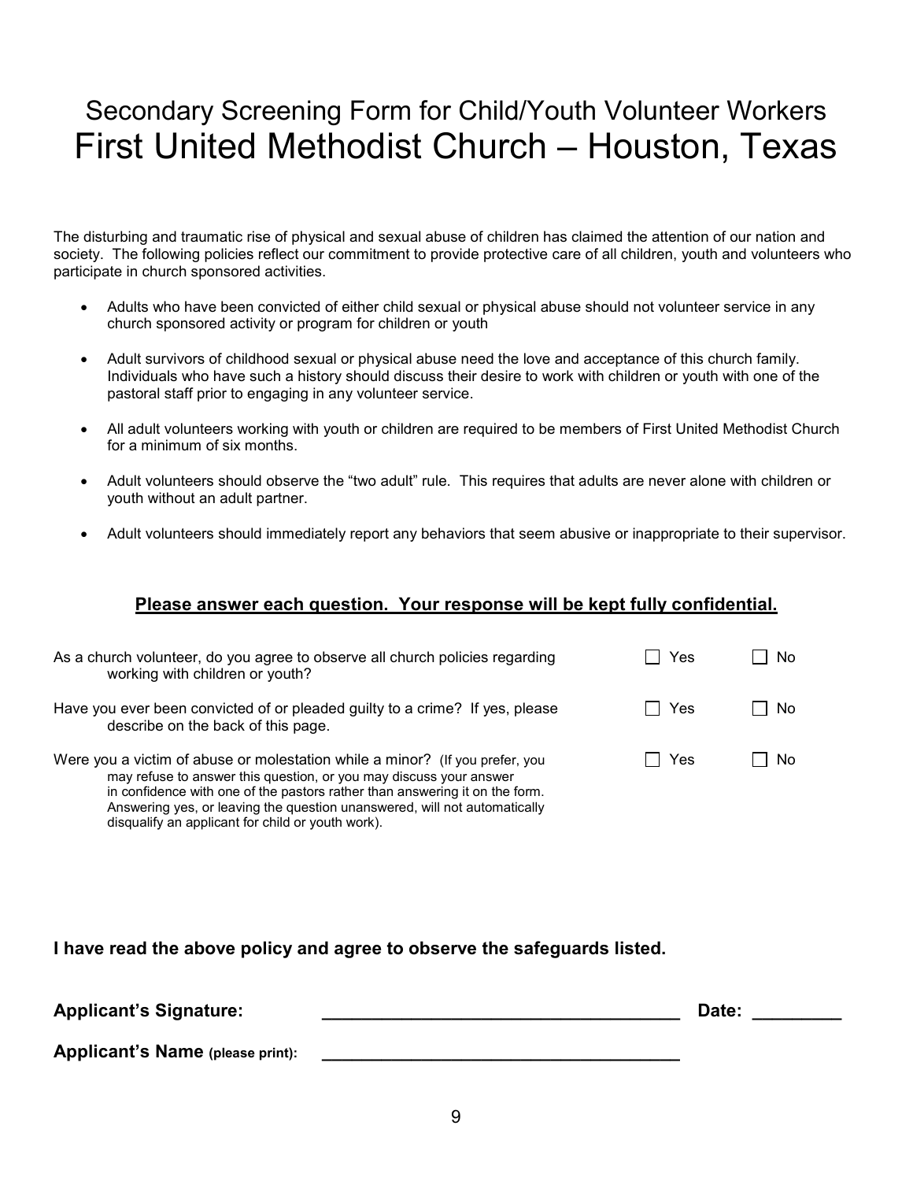# Secondary Screening Form for Child/Youth Volunteer Workers

# First United Methodist Church – Houston, Texas

The disturbing and traumatic rise of physical and sexual abuse of children has claimed the attention of our nation and society. The following policies reflect our commitment to provide protective care of all children, youth and volunteers who participate in church sponsored activities.

- Adults who have been convicted of either child sexual or physical abuse should not volunteer service in any church sponsored activity or program for children or youth
- Adult survivors of childhood sexual or physical abuse need the love and acceptance of this church family. Individuals who have such a history should discuss their desire to work with children or youth with one of the pastoral staff prior to engaging in any volunteer service.
- All adult volunteers working with youth or children are required to be members of First United Methodist Church for a minimum of six months.
- Adult volunteers should observe the "two adult" rule. This requires that adults are never alone with children or youth without an adult partner.
- Adult volunteers should immediately report any behaviors that seem abusive or inappropriate to their supervisor.

**Please answer each question. Your response will be kept fully confidential.**

| | | |
|---|---|---|
| As a church volunteer, do you agree to observe all church policies regarding working with children or youth? | ☐ Yes | ☐ No |
| Have you ever been convicted of or pleaded guilty to a crime? If yes, please describe on the back of this page. | ☐ Yes | ☐ No |
| Were you a victim of abuse or molestation while a minor? (If you prefer, you may refuse to answer this question, or you may discuss your answer in confidence with one of the pastors rather than answering it on the form. Answering yes, or leaving the question unanswered, will not automatically disqualify an applicant for child or youth work). | ☐ Yes | ☐ No |

**I have read the above policy and agree to observe the safeguards listed.**

**Applicant's Signature:** ____________________________________ **Date:** _________

**Applicant's Name (please print):** ____________________________________